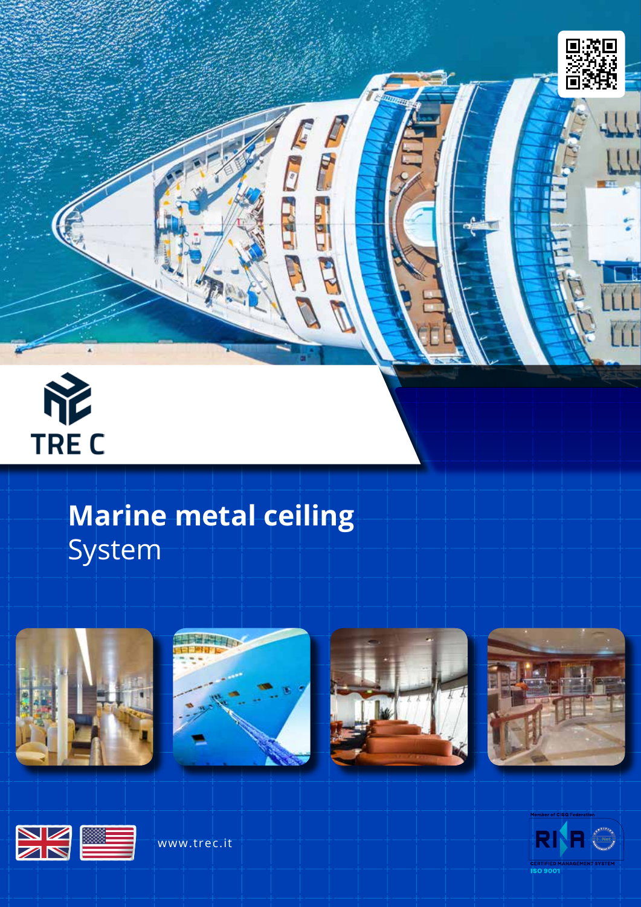TRE C

# Marine metal ceiling
System

www.trec.it

Member of CISQ Federation

RINA

CERTIFIED MANAGEMENT SYSTEM
ISO 9001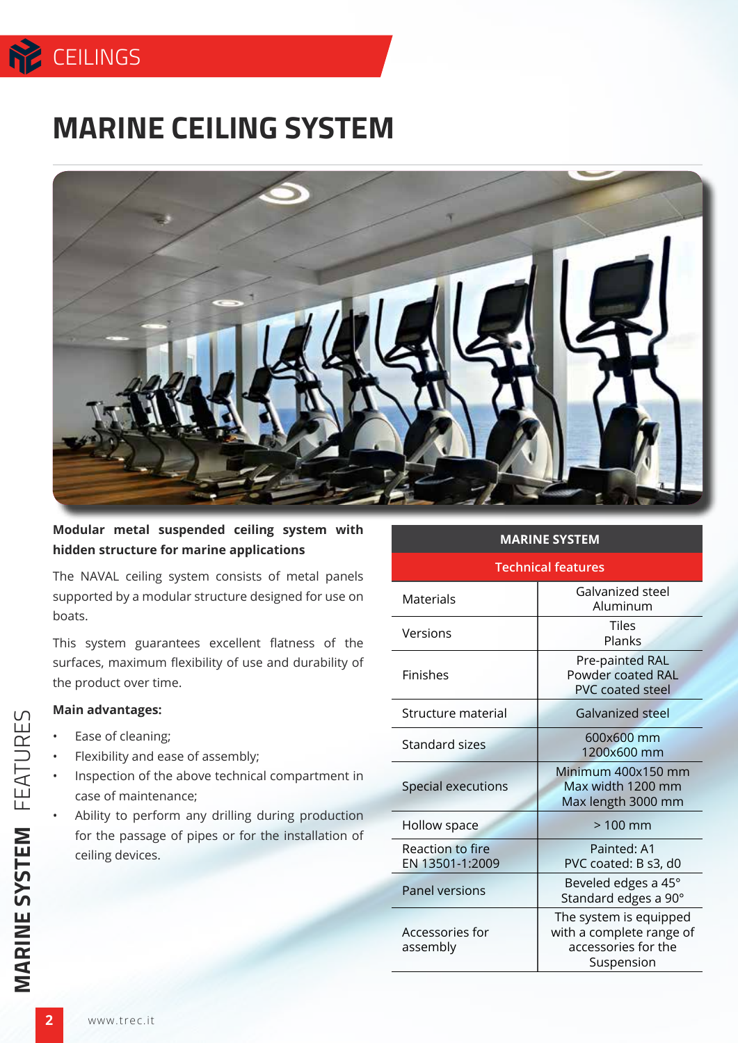# MARINE CEILING SYSTEM

**Modular metal suspended ceiling system with hidden structure for marine applications**

The NAVAL ceiling system consists of metal panels supported by a modular structure designed for use on boats.

This system guarantees excellent flatness of the surfaces, maximum flexibility of use and durability of the product over time.

**Main advantages:**

- Ease of cleaning;
- Flexibility and ease of assembly;
- Inspection of the above technical compartment in case of maintenance;
- Ability to perform any drilling during production for the passage of pipes or for the installation of ceiling devices.

| MARINE SYSTEM | |
|---|---|
| Technical features | |
| Materials | Galvanized steel<br>Aluminum |
| Versions | Tiles<br>Planks |
| Finishes | Pre-painted RAL<br>Powder coated RAL<br>PVC coated steel |
| Structure material | Galvanized steel |
| Standard sizes | 600x600 mm<br>1200x600 mm |
| Special executions | Minimum 400x150 mm<br>Max width 1200 mm<br>Max length 3000 mm |
| Hollow space | > 100 mm |
| Reaction to fire EN 13501-1:2009 | Painted: A1<br>PVC coated: B s3, d0 |
| Panel versions | Beveled edges a 45°<br>Standard edges a 90° |
| Accessories for assembly | The system is equipped with a complete range of accessories for the Suspension |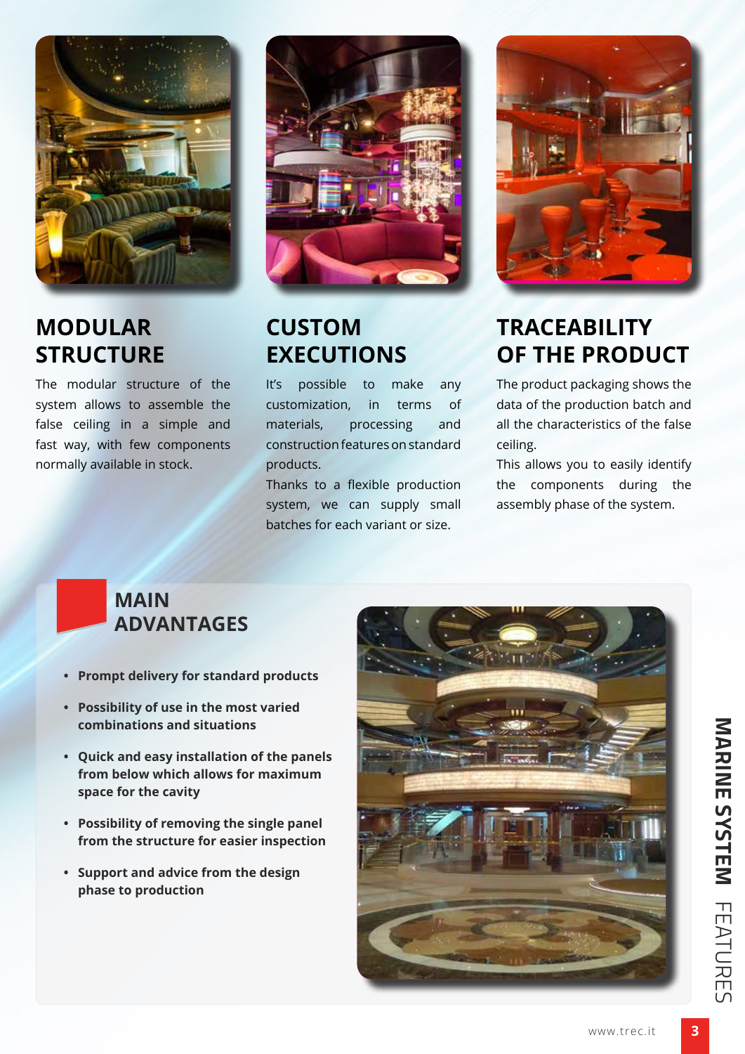## MODULAR STRUCTURE

The modular structure of the system allows to assemble the false ceiling in a simple and fast way, with few components normally available in stock.

## CUSTOM EXECUTIONS

It's possible to make any customization, in terms of materials, processing and construction features on standard products.
Thanks to a flexible production system, we can supply small batches for each variant or size.

## TRACEABILITY OF THE PRODUCT

The product packaging shows the data of the production batch and all the characteristics of the false ceiling.
This allows you to easily identify the components during the assembly phase of the system.

## MAIN ADVANTAGES

- **Prompt delivery for standard products**
- **Possibility of use in the most varied combinations and situations**
- **Quick and easy installation of the panels from below which allows for maximum space for the cavity**
- **Possibility of removing the single panel from the structure for easier inspection**
- **Support and advice from the design phase to production**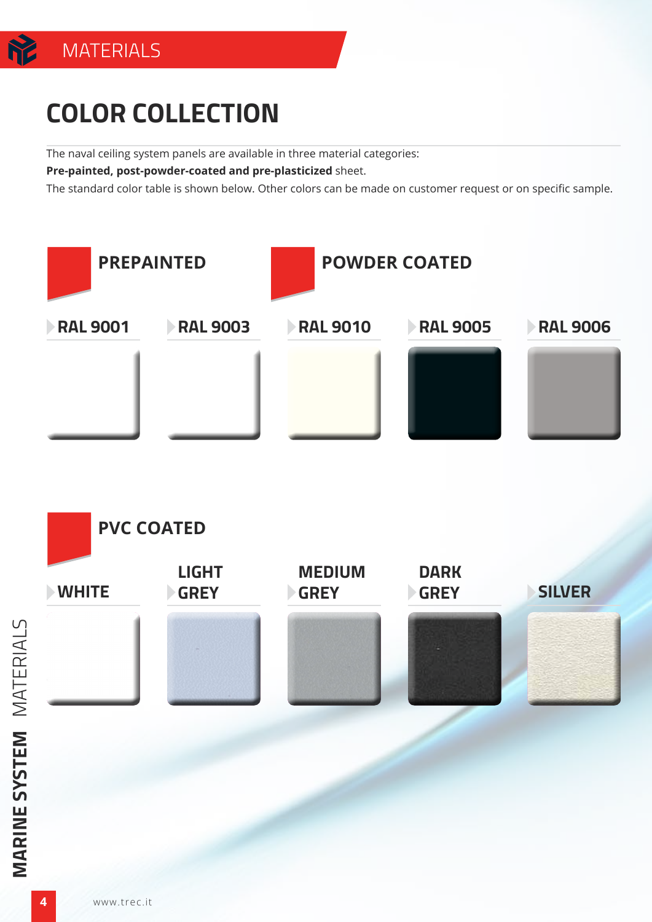# MATERIALS

## COLOR COLLECTION

The naval ceiling system panels are available in three material categories:
**Pre-painted, post-powder-coated and pre-plasticized** sheet.
The standard color table is shown below. Other colors can be made on customer request or on specific sample.

### PREPAINTED

- RAL 9001
- RAL 9003

### POWDER COATED

- RAL 9010
- RAL 9005
- RAL 9006

### PVC COATED

- WHITE
- LIGHT GREY
- MEDIUM GREY
- DARK GREY
- SILVER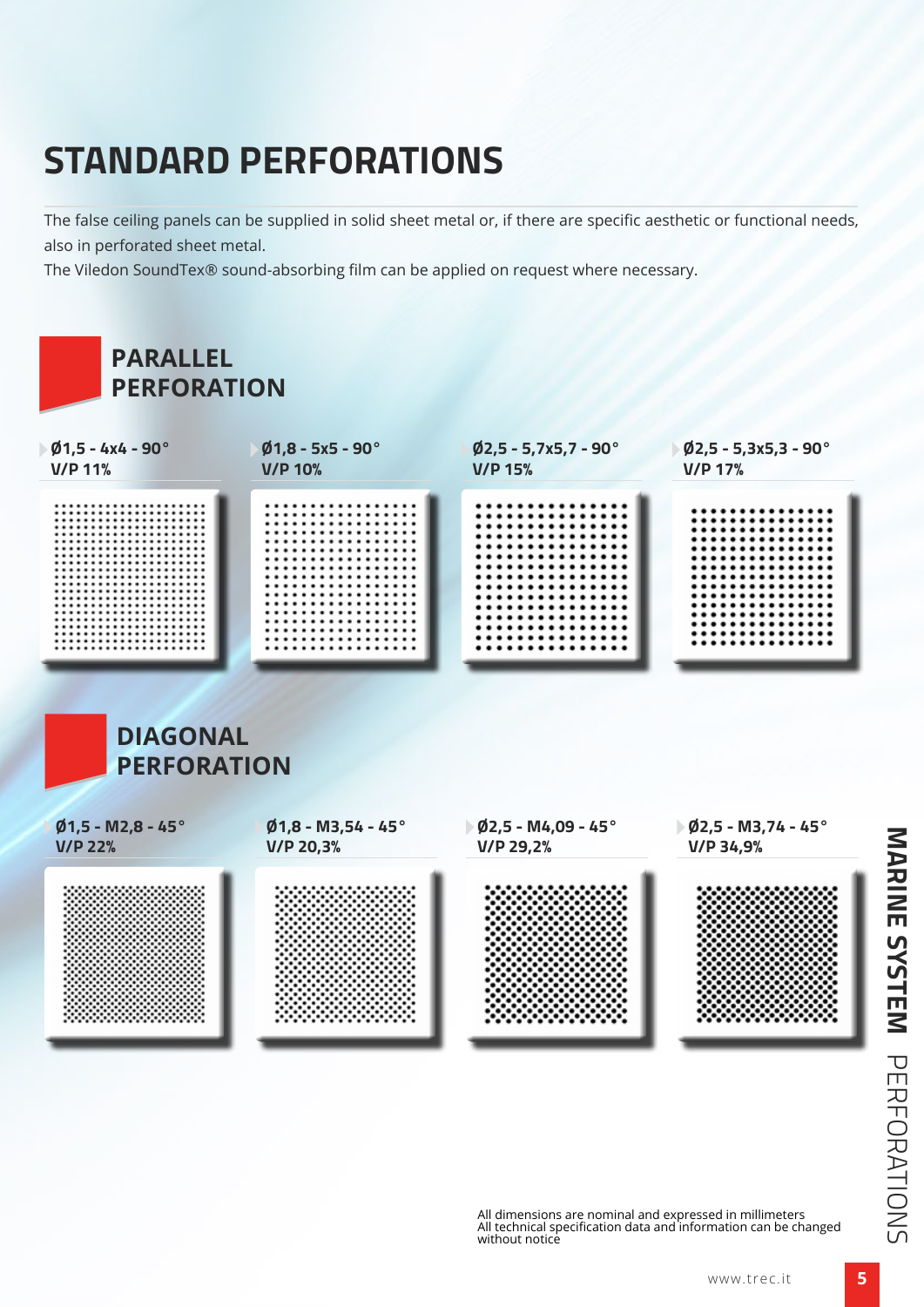# STANDARD PERFORATIONS

The false ceiling panels can be supplied in solid sheet metal or, if there are specific aesthetic or functional needs, also in perforated sheet metal.
The Viledon SoundTex® sound-absorbing film can be applied on request where necessary.

## PARALLEL PERFORATION

**Ø1,5 - 4x4 - 90°**
**V/P 11%**

**Ø1,8 - 5x5 - 90°**
**V/P 10%**

**Ø2,5 - 5,7x5,7 - 90°**
**V/P 15%**

**Ø2,5 - 5,3x5,3 - 90°**
**V/P 17%**

## DIAGONAL PERFORATION

**Ø1,5 - M2,8 - 45°**
**V/P 22%**

**Ø1,8 - M3,54 - 45°**
**V/P 20,3%**

**Ø2,5 - M4,09 - 45°**
**V/P 29,2%**

**Ø2,5 - M3,74 - 45°**
**V/P 34,9%**

All dimensions are nominal and expressed in millimeters
All technical specification data and information can be changed without notice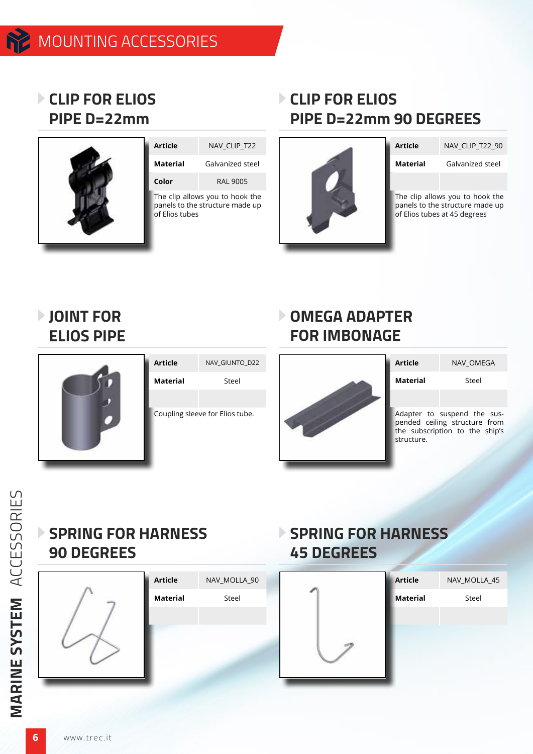# MOUNTING ACCESSORIES

## CLIP FOR ELIOS PIPE D=22mm

| Article | NAV_CLIP_T22 |
|---|---|
| Material | Galvanized steel |
| Color | RAL 9005 |

The clip allows you to hook the panels to the structure made up of Elios tubes

## CLIP FOR ELIOS PIPE D=22mm 90 DEGREES

| Article | NAV_CLIP_T22_90 |
|---|---|
| Material | Galvanized steel |
| | |

The clip allows you to hook the panels to the structure made up of Elios tubes at 45 degrees

## JOINT FOR ELIOS PIPE

| Article | NAV_GIUNTO_D22 |
|---|---|
| Material | Steel |
| | |

Coupling sleeve for Elios tube.

## OMEGA ADAPTER FOR IMBONAGE

| Article | NAV_OMEGA |
|---|---|
| Material | Steel |
| | |

Adapter to suspend the suspended ceiling structure from the subscription to the ship's structure.

## SPRING FOR HARNESS 90 DEGREES

| Article | NAV_MOLLA_90 |
|---|---|
| Material | Steel |
| | |

## SPRING FOR HARNESS 45 DEGREES

| Article | NAV_MOLLA_45 |
|---|---|
| Material | Steel |
| | |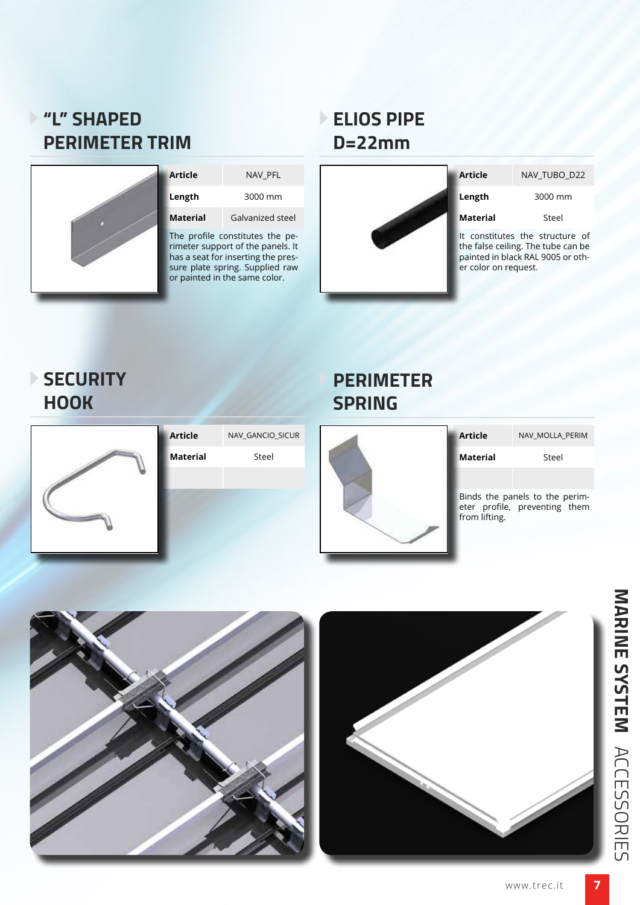## "L" SHAPED PERIMETER TRIM

| Article | NAV_PFL |
|---|---|
| Length | 3000 mm |
| Material | Galvanized steel |

The profile constitutes the perimeter support of the panels. It has a seat for inserting the pressure plate spring. Supplied raw or painted in the same color.

## ELIOS PIPE D=22mm

| Article | NAV_TUBO_D22 |
|---|---|
| Length | 3000 mm |
| Material | Steel |

It constitutes the structure of the false ceiling. The tube can be painted in black RAL 9005 or other color on request.

## SECURITY HOOK

| Article | NAV_GANCIO_SICUR |
|---|---|
| Material | Steel |

## PERIMETER SPRING

| Article | NAV_MOLLA_PERIM |
|---|---|
| Material | Steel |

Binds the panels to the perimeter profile, preventing them from lifting.

**MARINE SYSTEM** ACCESSORIES

www.trec.it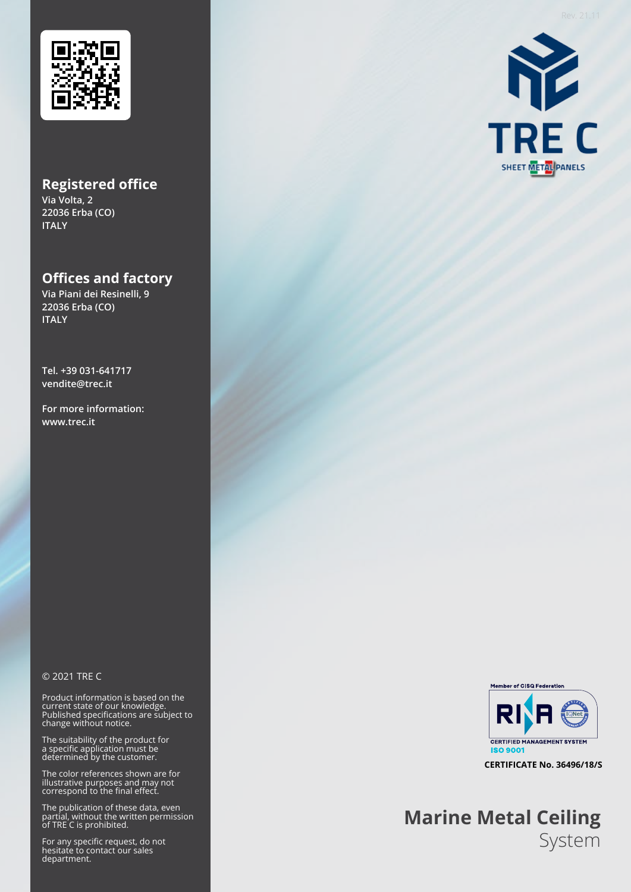## Registered office

Via Volta, 2
22036 Erba (CO)
ITALY

## Offices and factory

Via Piani dei Resinelli, 9
22036 Erba (CO)
ITALY

Tel. +39 031-641717
vendite@trec.it

For more information:
www.trec.it

© 2021 TRE C

Product information is based on the current state of our knowledge. Published specifications are subject to change without notice.

The suitability of the product for a specific application must be determined by the customer.

The color references shown are for illustrative purposes and may not correspond to the final effect.

The publication of these data, even partial, without the written permission of TRE C is prohibited.

For any specific request, do not hesitate to contact our sales department.

Rev. 21.11

TRE C
SHEET METAL PANELS

Member of CISQ Federation
RINA
CERTIFIED MANAGEMENT SYSTEM
ISO 9001

**CERTIFICATE No. 36496/18/S**

# Marine Metal Ceiling System